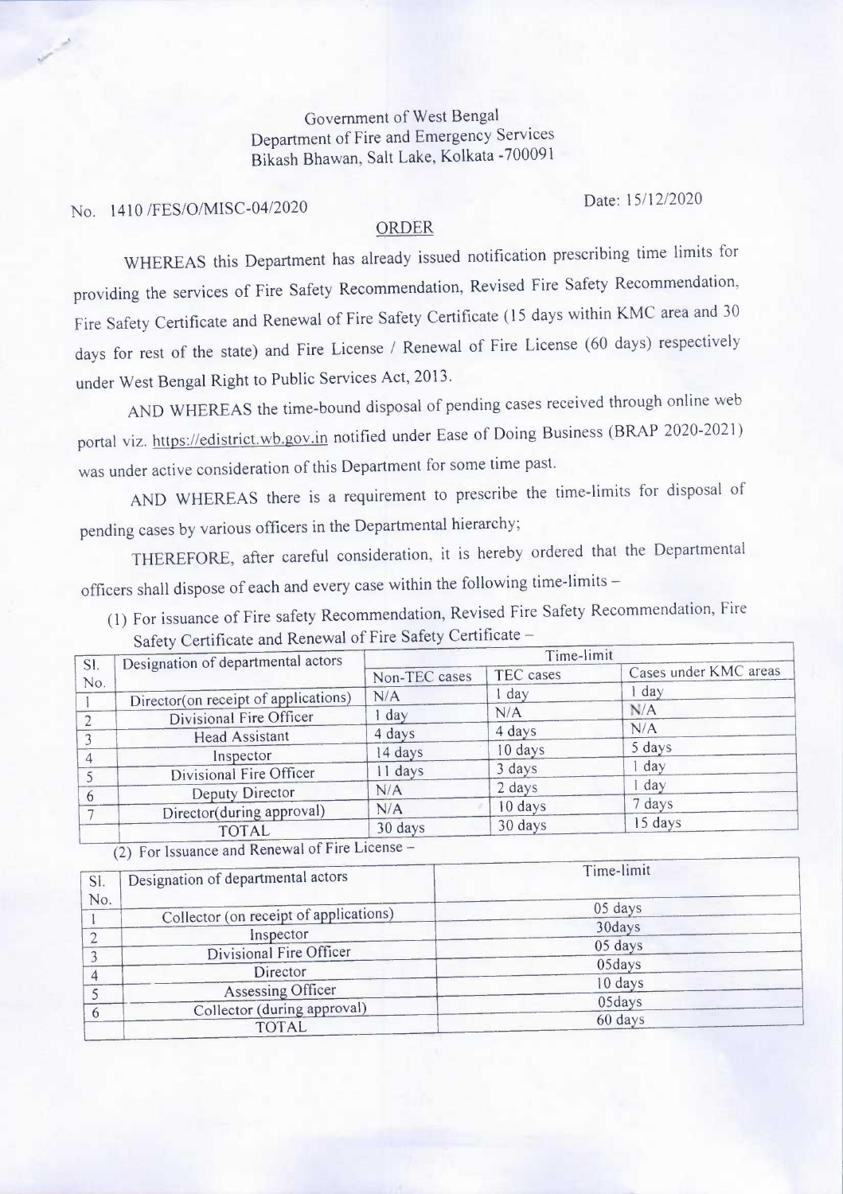Government of West Bengal
Department of Fire and Emergency Services
Bikash Bhawan, Salt Lake, Kolkata -700091

No. 1410 /FES/O/MISC-04/2020

Date: 15/12/2020

## ORDER

WHEREAS this Department has already issued notification prescribing time limits for providing the services of Fire Safety Recommendation, Revised Fire Safety Recommendation, Fire Safety Certificate and Renewal of Fire Safety Certificate (15 days within KMC area and 30 days for rest of the state) and Fire License / Renewal of Fire License (60 days) respectively under West Bengal Right to Public Services Act, 2013.

AND WHEREAS the time-bound disposal of pending cases received through online web portal viz. https://edistrict.wb.gov.in notified under Ease of Doing Business (BRAP 2020-2021) was under active consideration of this Department for some time past.

AND WHEREAS there is a requirement to prescribe the time-limits for disposal of pending cases by various officers in the Departmental hierarchy;

THEREFORE, after careful consideration, it is hereby ordered that the Departmental officers shall dispose of each and every case within the following time-limits –

(1) For issuance of Fire safety Recommendation, Revised Fire Safety Recommendation, Fire Safety Certificate and Renewal of Fire Safety Certificate –

| Sl. No. | Designation of departmental actors | Time-limit | | |
|---|---|---|---|---|
| | | Non-TEC cases | TEC cases | Cases under KMC areas |
| 1 | Director(on receipt of applications) | N/A | 1 day | 1 day |
| 2 | Divisional Fire Officer | 1 day | N/A | N/A |
| 3 | Head Assistant | 4 days | 4 days | N/A |
| 4 | Inspector | 14 days | 10 days | 5 days |
| 5 | Divisional Fire Officer | 11 days | 3 days | 1 day |
| 6 | Deputy Director | N/A | 2 days | 1 day |
| 7 | Director(during approval) | N/A | 10 days | 7 days |
| | TOTAL | 30 days | 30 days | 15 days |

(2) For Issuance and Renewal of Fire License –

| Sl. No. | Designation of departmental actors | Time-limit |
|---|---|---|
| 1 | Collector (on receipt of applications) | 05 days |
| 2 | Inspector | 30days |
| 3 | Divisional Fire Officer | 05 days |
| 4 | Director | 05days |
| 5 | Assessing Officer | 10 days |
| 6 | Collector (during approval) | 05days |
| | TOTAL | 60 days |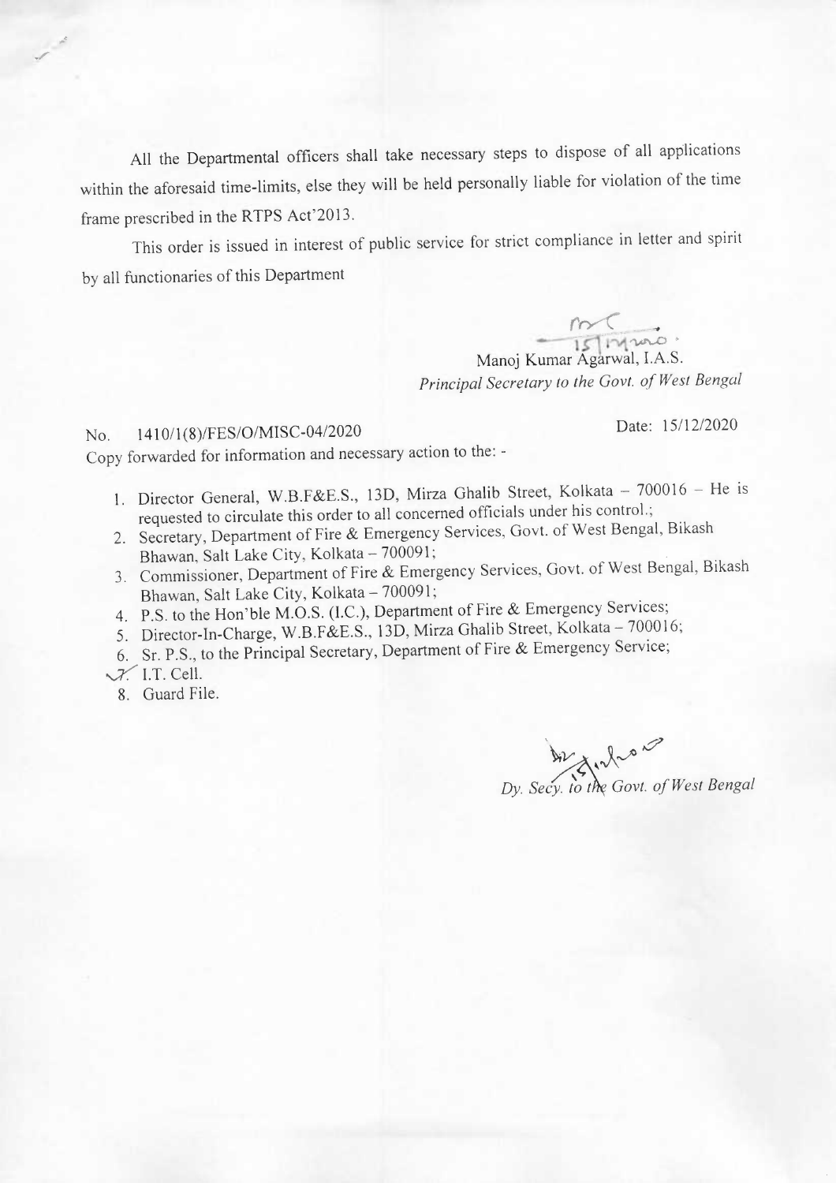All the Departmental officers shall take necessary steps to dispose of all applications within the aforesaid time-limits, else they will be held personally liable for violation of the time frame prescribed in the RTPS Act'2013.

This order is issued in interest of public service for strict compliance in letter and spirit by all functionaries of this Department

Manoj Kumar Agarwal, I.A.S.
*Principal Secretary to the Govt. of West Bengal*

No. 1410/1(8)/FES/O/MISC-04/2020 Date: 15/12/2020

Copy forwarded for information and necessary action to the: -

1. Director General, W.B.F&E.S., 13D, Mirza Ghalib Street, Kolkata – 700016 – He is requested to circulate this order to all concerned officials under his control.;
2. Secretary, Department of Fire & Emergency Services, Govt. of West Bengal, Bikash Bhawan, Salt Lake City, Kolkata – 700091;
3. Commissioner, Department of Fire & Emergency Services, Govt. of West Bengal, Bikash Bhawan, Salt Lake City, Kolkata – 700091;
4. P.S. to the Hon'ble M.O.S. (I.C.), Department of Fire & Emergency Services;
5. Director-In-Charge, W.B.F&E.S., 13D, Mirza Ghalib Street, Kolkata – 700016;
6. Sr. P.S., to the Principal Secretary, Department of Fire & Emergency Service;
7. I.T. Cell.
8. Guard File.

*Dy. Secy. to the Govt. of West Bengal*